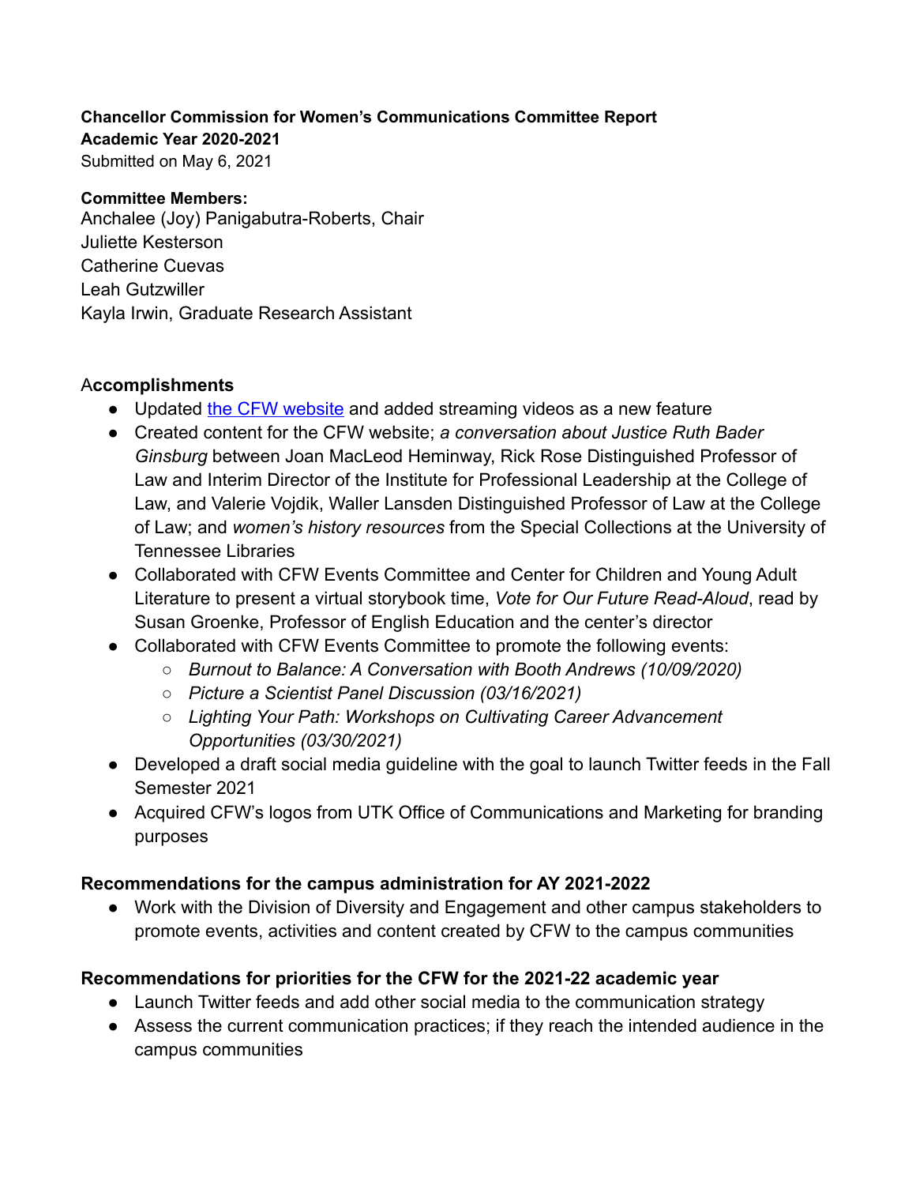**Chancellor Commission for Women's Communications Committee Report**
**Academic Year 2020-2021**
Submitted on May 6, 2021

**Committee Members:**
Anchalee (Joy) Panigabutra-Roberts, Chair
Juliette Kesterson
Catherine Cuevas
Leah Gutzwiller
Kayla Irwin, Graduate Research Assistant

## Accomplishments

- Updated [the CFW website]() and added streaming videos as a new feature
- Created content for the CFW website; *a conversation about Justice Ruth Bader Ginsburg* between Joan MacLeod Heminway, Rick Rose Distinguished Professor of Law and Interim Director of the Institute for Professional Leadership at the College of Law, and Valerie Vojdik, Waller Lansden Distinguished Professor of Law at the College of Law; and *women's history resources* from the Special Collections at the University of Tennessee Libraries
- Collaborated with CFW Events Committee and Center for Children and Young Adult Literature to present a virtual storybook time, *Vote for Our Future Read-Aloud*, read by Susan Groenke, Professor of English Education and the center's director
- Collaborated with CFW Events Committee to promote the following events:
  - *Burnout to Balance: A Conversation with Booth Andrews (10/09/2020)*
  - *Picture a Scientist Panel Discussion (03/16/2021)*
  - *Lighting Your Path: Workshops on Cultivating Career Advancement Opportunities (03/30/2021)*
- Developed a draft social media guideline with the goal to launch Twitter feeds in the Fall Semester 2021
- Acquired CFW's logos from UTK Office of Communications and Marketing for branding purposes

**Recommendations for the campus administration for AY 2021-2022**

- Work with the Division of Diversity and Engagement and other campus stakeholders to promote events, activities and content created by CFW to the campus communities

**Recommendations for priorities for the CFW for the 2021-22 academic year**

- Launch Twitter feeds and add other social media to the communication strategy
- Assess the current communication practices; if they reach the intended audience in the campus communities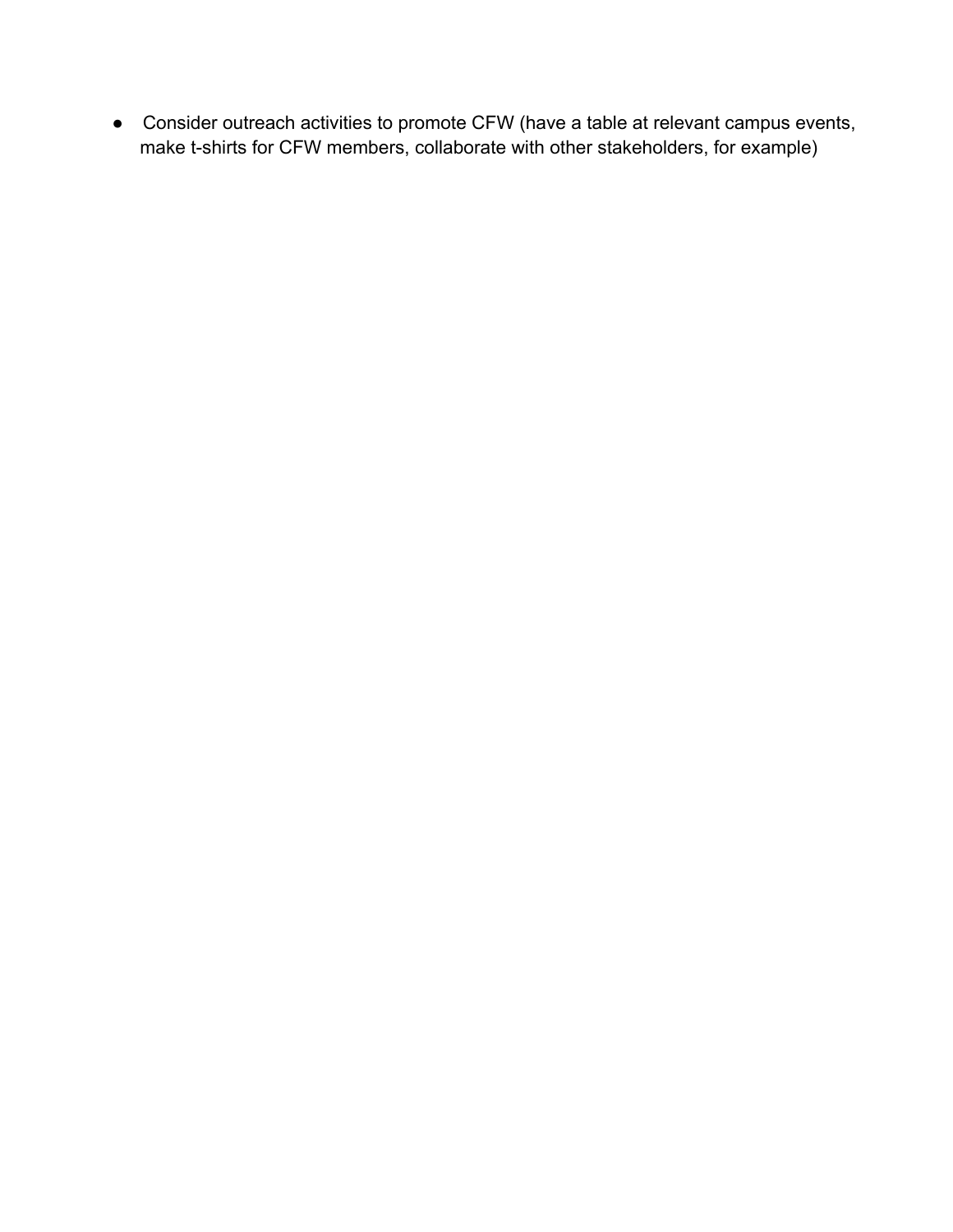- Consider outreach activities to promote CFW (have a table at relevant campus events, make t-shirts for CFW members, collaborate with other stakeholders, for example)